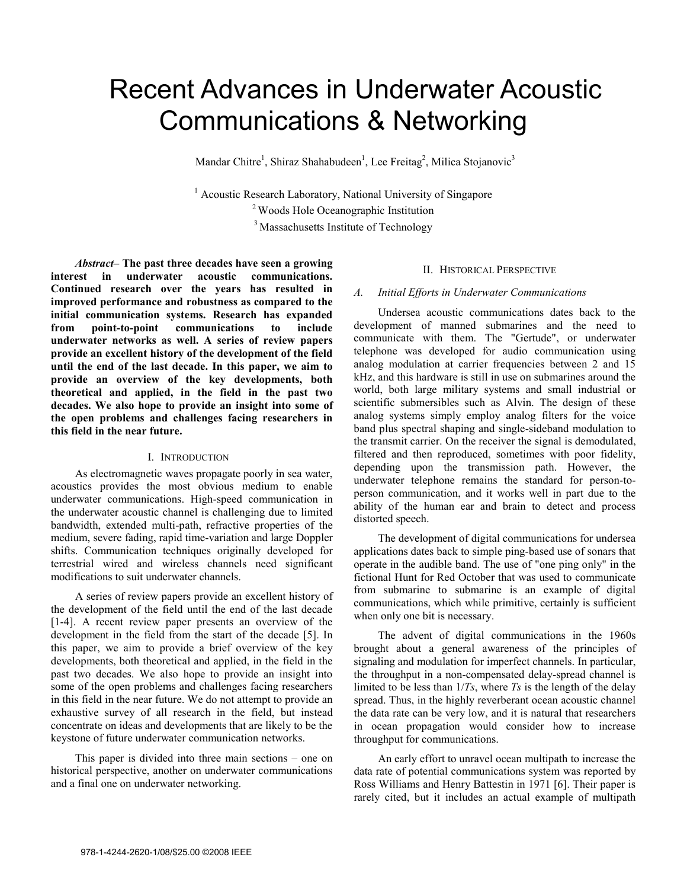# Recent Advances in Underwater Acoustic Communications & Networking

Mandar Chitre[1], Shiraz Shahabudeen[1], Lee Freitag[2], Milica Stojanovic[3]

[1] Acoustic Research Laboratory, National University of Singapore
[2] Woods Hole Oceanographic Institution
[3] Massachusetts Institute of Technology

***Abstract*– The past three decades have seen a growing interest in underwater acoustic communications. Continued research over the years has resulted in improved performance and robustness as compared to the initial communication systems. Research has expanded from point-to-point communications to include underwater networks as well. A series of review papers provide an excellent history of the development of the field until the end of the last decade. In this paper, we aim to provide an overview of the key developments, both theoretical and applied, in the field in the past two decades. We also hope to provide an insight into some of the open problems and challenges facing researchers in this field in the near future.**

## I. Introduction

As electromagnetic waves propagate poorly in sea water, acoustics provides the most obvious medium to enable underwater communications. High-speed communication in the underwater acoustic channel is challenging due to limited bandwidth, extended multi-path, refractive properties of the medium, severe fading, rapid time-variation and large Doppler shifts. Communication techniques originally developed for terrestrial wired and wireless channels need significant modifications to suit underwater channels.

A series of review papers provide an excellent history of the development of the field until the end of the last decade [1-4]. A recent review paper presents an overview of the development in the field from the start of the decade [5]. In this paper, we aim to provide a brief overview of the key developments, both theoretical and applied, in the field in the past two decades. We also hope to provide an insight into some of the open problems and challenges facing researchers in this field in the near future. We do not attempt to provide an exhaustive survey of all research in the field, but instead concentrate on ideas and developments that are likely to be the keystone of future underwater communication networks.

This paper is divided into three main sections – one on historical perspective, another on underwater communications and a final one on underwater networking.

## II. Historical Perspective

### *A. Initial Efforts in Underwater Communications*

Undersea acoustic communications dates back to the development of manned submarines and the need to communicate with them. The "Gertude", or underwater telephone was developed for audio communication using analog modulation at carrier frequencies between 2 and 15 kHz, and this hardware is still in use on submarines around the world, both large military systems and small industrial or scientific submersibles such as Alvin. The design of these analog systems simply employ analog filters for the voice band plus spectral shaping and single-sideband modulation to the transmit carrier. On the receiver the signal is demodulated, filtered and then reproduced, sometimes with poor fidelity, depending upon the transmission path. However, the underwater telephone remains the standard for person-to-person communication, and it works well in part due to the ability of the human ear and brain to detect and process distorted speech.

The development of digital communications for undersea applications dates back to simple ping-based use of sonars that operate in the audible band. The use of "one ping only" in the fictional Hunt for Red October that was used to communicate from submarine to submarine is an example of digital communications, which while primitive, certainly is sufficient when only one bit is necessary.

The advent of digital communications in the 1960s brought about a general awareness of the principles of signaling and modulation for imperfect channels. In particular, the throughput in a non-compensated delay-spread channel is limited to be less than $1/T_s$, where $T_s$ is the length of the delay spread. Thus, in the highly reverberant ocean acoustic channel the data rate can be very low, and it is natural that researchers in ocean propagation would consider how to increase throughput for communications.

An early effort to unravel ocean multipath to increase the data rate of potential communications system was reported by Ross Williams and Henry Battestin in 1971 [6]. Their paper is rarely cited, but it includes an actual example of multipath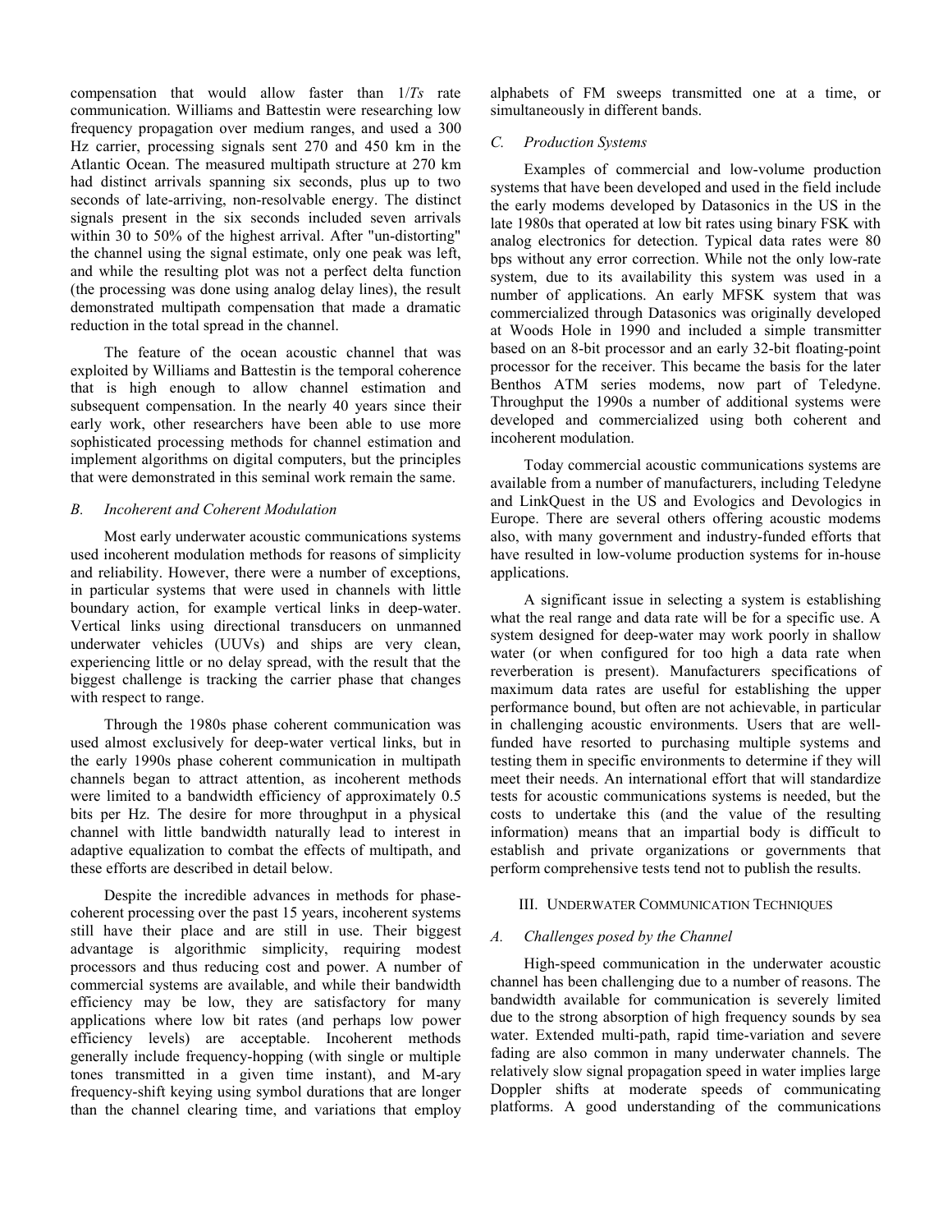compensation that would allow faster than $1/T_s$ rate communication. Williams and Battestin were researching low frequency propagation over medium ranges, and used a 300 Hz carrier, processing signals sent 270 and 450 km in the Atlantic Ocean. The measured multipath structure at 270 km had distinct arrivals spanning six seconds, plus up to two seconds of late-arriving, non-resolvable energy. The distinct signals present in the six seconds included seven arrivals within 30 to 50% of the highest arrival. After "un-distorting" the channel using the signal estimate, only one peak was left, and while the resulting plot was not a perfect delta function (the processing was done using analog delay lines), the result demonstrated multipath compensation that made a dramatic reduction in the total spread in the channel.

The feature of the ocean acoustic channel that was exploited by Williams and Battestin is the temporal coherence that is high enough to allow channel estimation and subsequent compensation. In the nearly 40 years since their early work, other researchers have been able to use more sophisticated processing methods for channel estimation and implement algorithms on digital computers, but the principles that were demonstrated in this seminal work remain the same.

### *B. Incoherent and Coherent Modulation*

Most early underwater acoustic communications systems used incoherent modulation methods for reasons of simplicity and reliability. However, there were a number of exceptions, in particular systems that were used in channels with little boundary action, for example vertical links in deep-water. Vertical links using directional transducers on unmanned underwater vehicles (UUVs) and ships are very clean, experiencing little or no delay spread, with the result that the biggest challenge is tracking the carrier phase that changes with respect to range.

Through the 1980s phase coherent communication was used almost exclusively for deep-water vertical links, but in the early 1990s phase coherent communication in multipath channels began to attract attention, as incoherent methods were limited to a bandwidth efficiency of approximately 0.5 bits per Hz. The desire for more throughput in a physical channel with little bandwidth naturally lead to interest in adaptive equalization to combat the effects of multipath, and these efforts are described in detail below.

Despite the incredible advances in methods for phase-coherent processing over the past 15 years, incoherent systems still have their place and are still in use. Their biggest advantage is algorithmic simplicity, requiring modest processors and thus reducing cost and power. A number of commercial systems are available, and while their bandwidth efficiency may be low, they are satisfactory for many applications where low bit rates (and perhaps low power efficiency levels) are acceptable. Incoherent methods generally include frequency-hopping (with single or multiple tones transmitted in a given time instant), and M-ary frequency-shift keying using symbol durations that are longer than the channel clearing time, and variations that employ alphabets of FM sweeps transmitted one at a time, or simultaneously in different bands.

### *C. Production Systems*

Examples of commercial and low-volume production systems that have been developed and used in the field include the early modems developed by Datasonics in the US in the late 1980s that operated at low bit rates using binary FSK with analog electronics for detection. Typical data rates were 80 bps without any error correction. While not the only low-rate system, due to its availability this system was used in a number of applications. An early MFSK system that was commercialized through Datasonics was originally developed at Woods Hole in 1990 and included a simple transmitter based on an 8-bit processor and an early 32-bit floating-point processor for the receiver. This became the basis for the later Benthos ATM series modems, now part of Teledyne. Throughput the 1990s a number of additional systems were developed and commercialized using both coherent and incoherent modulation.

Today commercial acoustic communications systems are available from a number of manufacturers, including Teledyne and LinkQuest in the US and Evologics and Devologics in Europe. There are several others offering acoustic modems also, with many government and industry-funded efforts that have resulted in low-volume production systems for in-house applications.

A significant issue in selecting a system is establishing what the real range and data rate will be for a specific use. A system designed for deep-water may work poorly in shallow water (or when configured for too high a data rate when reverberation is present). Manufacturers specifications of maximum data rates are useful for establishing the upper performance bound, but often are not achievable, in particular in challenging acoustic environments. Users that are well-funded have resorted to purchasing multiple systems and testing them in specific environments to determine if they will meet their needs. An international effort that will standardize tests for acoustic communications systems is needed, but the costs to undertake this (and the value of the resulting information) means that an impartial body is difficult to establish and private organizations or governments that perform comprehensive tests tend not to publish the results.

## III. UNDERWATER COMMUNICATION TECHNIQUES

### *A. Challenges posed by the Channel*

High-speed communication in the underwater acoustic channel has been challenging due to a number of reasons. The bandwidth available for communication is severely limited due to the strong absorption of high frequency sounds by sea water. Extended multi-path, rapid time-variation and severe fading are also common in many underwater channels. The relatively slow signal propagation speed in water implies large Doppler shifts at moderate speeds of communicating platforms. A good understanding of the communications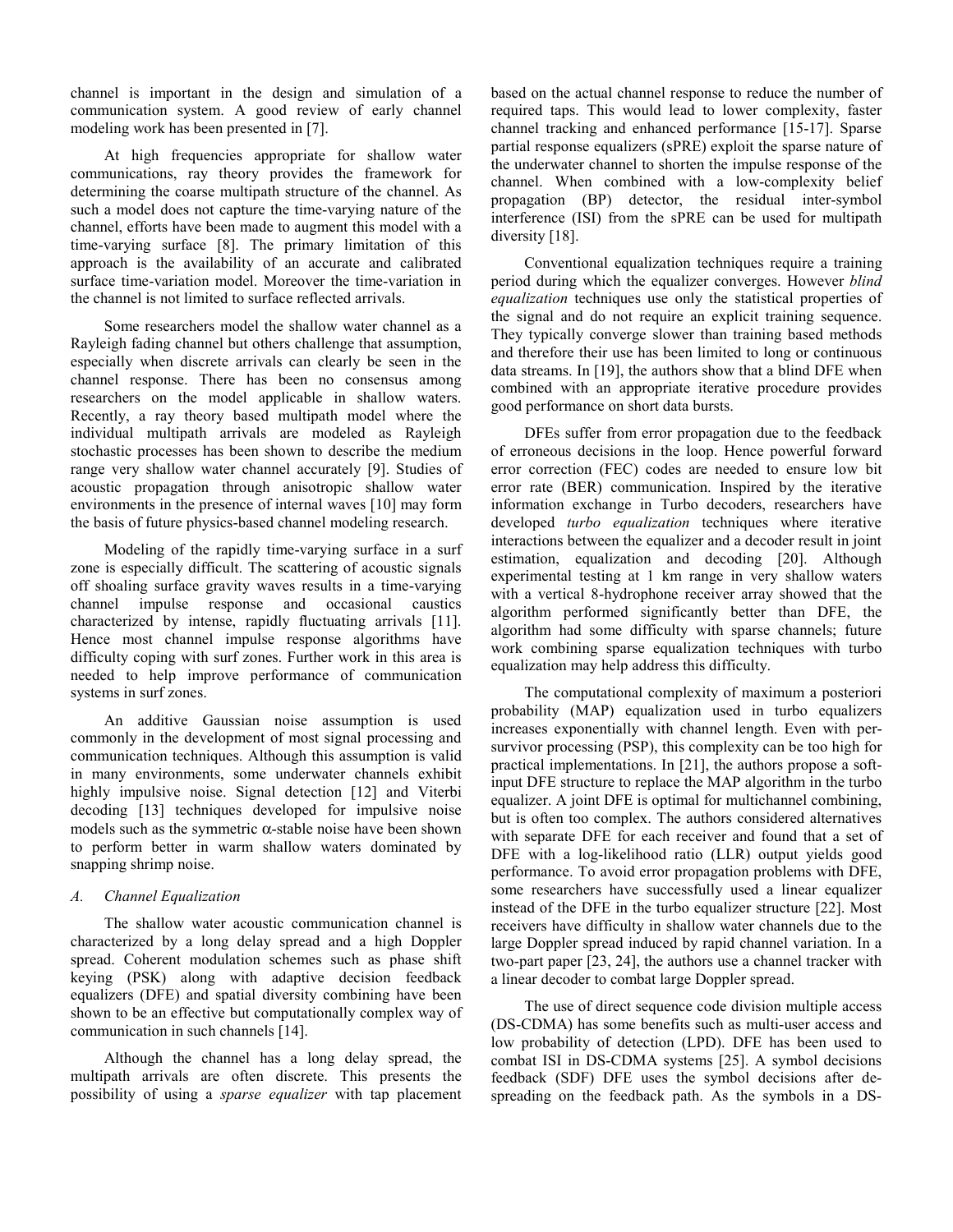channel is important in the design and simulation of a communication system. A good review of early channel modeling work has been presented in [7].

At high frequencies appropriate for shallow water communications, ray theory provides the framework for determining the coarse multipath structure of the channel. As such a model does not capture the time-varying nature of the channel, efforts have been made to augment this model with a time-varying surface [8]. The primary limitation of this approach is the availability of an accurate and calibrated surface time-variation model. Moreover the time-variation in the channel is not limited to surface reflected arrivals.

Some researchers model the shallow water channel as a Rayleigh fading channel but others challenge that assumption, especially when discrete arrivals can clearly be seen in the channel response. There has been no consensus among researchers on the model applicable in shallow waters. Recently, a ray theory based multipath model where the individual multipath arrivals are modeled as Rayleigh stochastic processes has been shown to describe the medium range very shallow water channel accurately [9]. Studies of acoustic propagation through anisotropic shallow water environments in the presence of internal waves [10] may form the basis of future physics-based channel modeling research.

Modeling of the rapidly time-varying surface in a surf zone is especially difficult. The scattering of acoustic signals off shoaling surface gravity waves results in a time-varying channel impulse response and occasional caustics characterized by intense, rapidly fluctuating arrivals [11]. Hence most channel impulse response algorithms have difficulty coping with surf zones. Further work in this area is needed to help improve performance of communication systems in surf zones.

An additive Gaussian noise assumption is used commonly in the development of most signal processing and communication techniques. Although this assumption is valid in many environments, some underwater channels exhibit highly impulsive noise. Signal detection [12] and Viterbi decoding [13] techniques developed for impulsive noise models such as the symmetric $\alpha$-stable noise have been shown to perform better in warm shallow waters dominated by snapping shrimp noise.

### A. Channel Equalization

The shallow water acoustic communication channel is characterized by a long delay spread and a high Doppler spread. Coherent modulation schemes such as phase shift keying (PSK) along with adaptive decision feedback equalizers (DFE) and spatial diversity combining have been shown to be an effective but computationally complex way of communication in such channels [14].

Although the channel has a long delay spread, the multipath arrivals are often discrete. This presents the possibility of using a *sparse equalizer* with tap placement based on the actual channel response to reduce the number of required taps. This would lead to lower complexity, faster channel tracking and enhanced performance [15-17]. Sparse partial response equalizers (sPRE) exploit the sparse nature of the underwater channel to shorten the impulse response of the channel. When combined with a low-complexity belief propagation (BP) detector, the residual inter-symbol interference (ISI) from the sPRE can be used for multipath diversity [18].

Conventional equalization techniques require a training period during which the equalizer converges. However *blind equalization* techniques use only the statistical properties of the signal and do not require an explicit training sequence. They typically converge slower than training based methods and therefore their use has been limited to long or continuous data streams. In [19], the authors show that a blind DFE when combined with an appropriate iterative procedure provides good performance on short data bursts.

DFEs suffer from error propagation due to the feedback of erroneous decisions in the loop. Hence powerful forward error correction (FEC) codes are needed to ensure low bit error rate (BER) communication. Inspired by the iterative information exchange in Turbo decoders, researchers have developed *turbo equalization* techniques where iterative interactions between the equalizer and a decoder result in joint estimation, equalization and decoding [20]. Although experimental testing at 1 km range in very shallow waters with a vertical 8-hydrophone receiver array showed that the algorithm performed significantly better than DFE, the algorithm had some difficulty with sparse channels; future work combining sparse equalization techniques with turbo equalization may help address this difficulty.

The computational complexity of maximum a posteriori probability (MAP) equalization used in turbo equalizers increases exponentially with channel length. Even with per-survivor processing (PSP), this complexity can be too high for practical implementations. In [21], the authors propose a soft-input DFE structure to replace the MAP algorithm in the turbo equalizer. A joint DFE is optimal for multichannel combining, but is often too complex. The authors considered alternatives with separate DFE for each receiver and found that a set of DFE with a log-likelihood ratio (LLR) output yields good performance. To avoid error propagation problems with DFE, some researchers have successfully used a linear equalizer instead of the DFE in the turbo equalizer structure [22]. Most receivers have difficulty in shallow water channels due to the large Doppler spread induced by rapid channel variation. In a two-part paper [23, 24], the authors use a channel tracker with a linear decoder to combat large Doppler spread.

The use of direct sequence code division multiple access (DS-CDMA) has some benefits such as multi-user access and low probability of detection (LPD). DFE has been used to combat ISI in DS-CDMA systems [25]. A symbol decisions feedback (SDF) DFE uses the symbol decisions after de-spreading on the feedback path. As the symbols in a DS-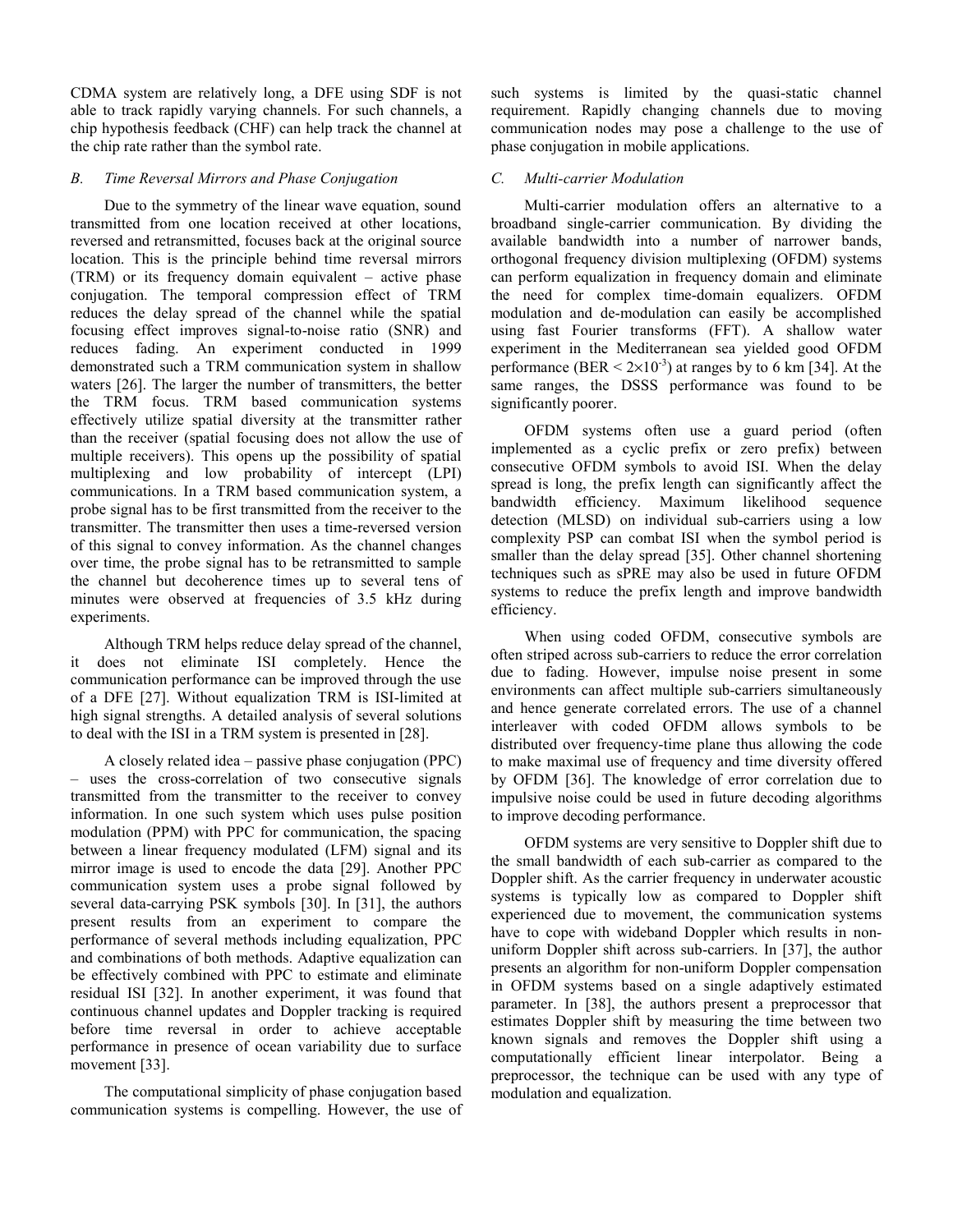CDMA system are relatively long, a DFE using SDF is not able to track rapidly varying channels. For such channels, a chip hypothesis feedback (CHF) can help track the channel at the chip rate rather than the symbol rate.

### *B. Time Reversal Mirrors and Phase Conjugation*

Due to the symmetry of the linear wave equation, sound transmitted from one location received at other locations, reversed and retransmitted, focuses back at the original source location. This is the principle behind time reversal mirrors (TRM) or its frequency domain equivalent – active phase conjugation. The temporal compression effect of TRM reduces the delay spread of the channel while the spatial focusing effect improves signal-to-noise ratio (SNR) and reduces fading. An experiment conducted in 1999 demonstrated such a TRM communication system in shallow waters [26]. The larger the number of transmitters, the better the TRM focus. TRM based communication systems effectively utilize spatial diversity at the transmitter rather than the receiver (spatial focusing does not allow the use of multiple receivers). This opens up the possibility of spatial multiplexing and low probability of intercept (LPI) communications. In a TRM based communication system, a probe signal has to be first transmitted from the receiver to the transmitter. The transmitter then uses a time-reversed version of this signal to convey information. As the channel changes over time, the probe signal has to be retransmitted to sample the channel but decoherence times up to several tens of minutes were observed at frequencies of 3.5 kHz during experiments.

Although TRM helps reduce delay spread of the channel, it does not eliminate ISI completely. Hence the communication performance can be improved through the use of a DFE [27]. Without equalization TRM is ISI-limited at high signal strengths. A detailed analysis of several solutions to deal with the ISI in a TRM system is presented in [28].

A closely related idea – passive phase conjugation (PPC) – uses the cross-correlation of two consecutive signals transmitted from the transmitter to the receiver to convey information. In one such system which uses pulse position modulation (PPM) with PPC for communication, the spacing between a linear frequency modulated (LFM) signal and its mirror image is used to encode the data [29]. Another PPC communication system uses a probe signal followed by several data-carrying PSK symbols [30]. In [31], the authors present results from an experiment to compare the performance of several methods including equalization, PPC and combinations of both methods. Adaptive equalization can be effectively combined with PPC to estimate and eliminate residual ISI [32]. In another experiment, it was found that continuous channel updates and Doppler tracking is required before time reversal in order to achieve acceptable performance in presence of ocean variability due to surface movement [33].

The computational simplicity of phase conjugation based communication systems is compelling. However, the use of such systems is limited by the quasi-static channel requirement. Rapidly changing channels due to moving communication nodes may pose a challenge to the use of phase conjugation in mobile applications.

### *C. Multi-carrier Modulation*

Multi-carrier modulation offers an alternative to a broadband single-carrier communication. By dividing the available bandwidth into a number of narrower bands, orthogonal frequency division multiplexing (OFDM) systems can perform equalization in frequency domain and eliminate the need for complex time-domain equalizers. OFDM modulation and de-modulation can easily be accomplished using fast Fourier transforms (FFT). A shallow water experiment in the Mediterranean sea yielded good OFDM performance (BER $< 2\times10^{-3}$) at ranges by to 6 km [34]. At the same ranges, the DSSS performance was found to be significantly poorer.

OFDM systems often use a guard period (often implemented as a cyclic prefix or zero prefix) between consecutive OFDM symbols to avoid ISI. When the delay spread is long, the prefix length can significantly affect the bandwidth efficiency. Maximum likelihood sequence detection (MLSD) on individual sub-carriers using a low complexity PSP can combat ISI when the symbol period is smaller than the delay spread [35]. Other channel shortening techniques such as sPRE may also be used in future OFDM systems to reduce the prefix length and improve bandwidth efficiency.

When using coded OFDM, consecutive symbols are often striped across sub-carriers to reduce the error correlation due to fading. However, impulse noise present in some environments can affect multiple sub-carriers simultaneously and hence generate correlated errors. The use of a channel interleaver with coded OFDM allows symbols to be distributed over frequency-time plane thus allowing the code to make maximal use of frequency and time diversity offered by OFDM [36]. The knowledge of error correlation due to impulsive noise could be used in future decoding algorithms to improve decoding performance.

OFDM systems are very sensitive to Doppler shift due to the small bandwidth of each sub-carrier as compared to the Doppler shift. As the carrier frequency in underwater acoustic systems is typically low as compared to Doppler shift experienced due to movement, the communication systems have to cope with wideband Doppler which results in non-uniform Doppler shift across sub-carriers. In [37], the author presents an algorithm for non-uniform Doppler compensation in OFDM systems based on a single adaptively estimated parameter. In [38], the authors present a preprocessor that estimates Doppler shift by measuring the time between two known signals and removes the Doppler shift using a computationally efficient linear interpolator. Being a preprocessor, the technique can be used with any type of modulation and equalization.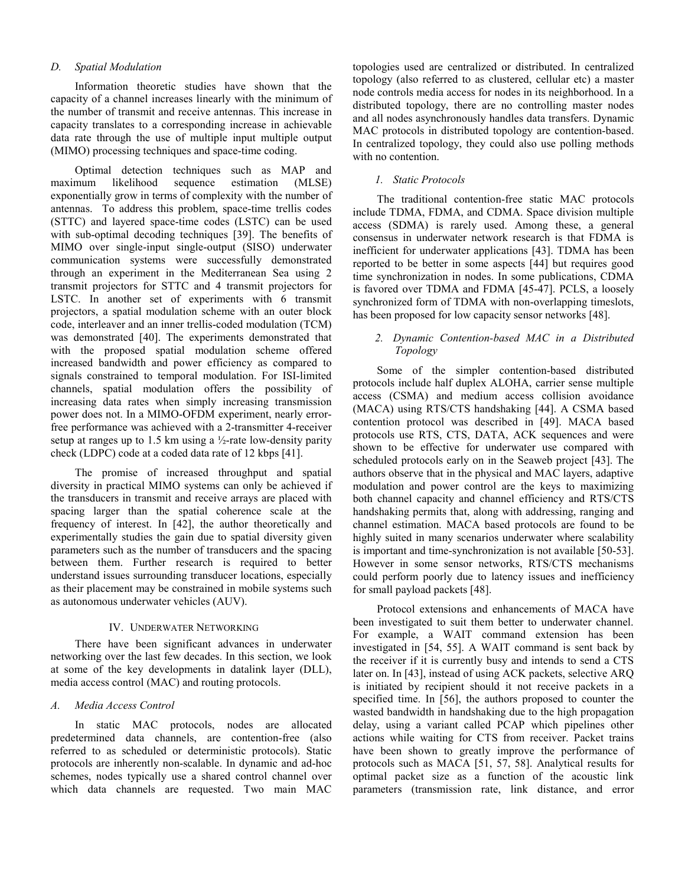### D. *Spatial Modulation*

Information theoretic studies have shown that the capacity of a channel increases linearly with the minimum of the number of transmit and receive antennas. This increase in capacity translates to a corresponding increase in achievable data rate through the use of multiple input multiple output (MIMO) processing techniques and space-time coding.

Optimal detection techniques such as MAP and maximum likelihood sequence estimation (MLSE) exponentially grow in terms of complexity with the number of antennas. To address this problem, space-time trellis codes (STTC) and layered space-time codes (LSTC) can be used with sub-optimal decoding techniques [39]. The benefits of MIMO over single-input single-output (SISO) underwater communication systems were successfully demonstrated through an experiment in the Mediterranean Sea using 2 transmit projectors for STTC and 4 transmit projectors for LSTC. In another set of experiments with 6 transmit projectors, a spatial modulation scheme with an outer block code, interleaver and an inner trellis-coded modulation (TCM) was demonstrated [40]. The experiments demonstrated that with the proposed spatial modulation scheme offered increased bandwidth and power efficiency as compared to signals constrained to temporal modulation. For ISI-limited channels, spatial modulation offers the possibility of increasing data rates when simply increasing transmission power does not. In a MIMO-OFDM experiment, nearly error-free performance was achieved with a 2-transmitter 4-receiver setup at ranges up to 1.5 km using a ½-rate low-density parity check (LDPC) code at a coded data rate of 12 kbps [41].

The promise of increased throughput and spatial diversity in practical MIMO systems can only be achieved if the transducers in transmit and receive arrays are placed with spacing larger than the spatial coherence scale at the frequency of interest. In [42], the author theoretically and experimentally studies the gain due to spatial diversity given parameters such as the number of transducers and the spacing between them. Further research is required to better understand issues surrounding transducer locations, especially as their placement may be constrained in mobile systems such as autonomous underwater vehicles (AUV).

## IV. Underwater Networking

There have been significant advances in underwater networking over the last few decades. In this section, we look at some of the key developments in datalink layer (DLL), media access control (MAC) and routing protocols.

### A. *Media Access Control*

In static MAC protocols, nodes are allocated predetermined data channels, are contention-free (also referred to as scheduled or deterministic protocols). Static protocols are inherently non-scalable. In dynamic and ad-hoc schemes, nodes typically use a shared control channel over which data channels are requested. Two main MAC topologies used are centralized or distributed. In centralized topology (also referred to as clustered, cellular etc) a master node controls media access for nodes in its neighborhood. In a distributed topology, there are no controlling master nodes and all nodes asynchronously handles data transfers. Dynamic MAC protocols in distributed topology are contention-based. In centralized topology, they could also use polling methods with no contention.

#### 1. *Static Protocols*

The traditional contention-free static MAC protocols include TDMA, FDMA, and CDMA. Space division multiple access (SDMA) is rarely used. Among these, a general consensus in underwater network research is that FDMA is inefficient for underwater applications [43]. TDMA has been reported to be better in some aspects [44] but requires good time synchronization in nodes. In some publications, CDMA is favored over TDMA and FDMA [45-47]. PCLS, a loosely synchronized form of TDMA with non-overlapping timeslots, has been proposed for low capacity sensor networks [48].

#### 2. *Dynamic Contention-based MAC in a Distributed Topology*

Some of the simpler contention-based distributed protocols include half duplex ALOHA, carrier sense multiple access (CSMA) and medium access collision avoidance (MACA) using RTS/CTS handshaking [44]. A CSMA based contention protocol was described in [49]. MACA based protocols use RTS, CTS, DATA, ACK sequences and were shown to be effective for underwater use compared with scheduled protocols early on in the Seaweb project [43]. The authors observe that in the physical and MAC layers, adaptive modulation and power control are the keys to maximizing both channel capacity and channel efficiency and RTS/CTS handshaking permits that, along with addressing, ranging and channel estimation. MACA based protocols are found to be highly suited in many scenarios underwater where scalability is important and time-synchronization is not available [50-53]. However in some sensor networks, RTS/CTS mechanisms could perform poorly due to latency issues and inefficiency for small payload packets [48].

Protocol extensions and enhancements of MACA have been investigated to suit them better to underwater channel. For example, a WAIT command extension has been investigated in [54, 55]. A WAIT command is sent back by the receiver if it is currently busy and intends to send a CTS later on. In [43], instead of using ACK packets, selective ARQ is initiated by recipient should it not receive packets in a specified time. In [56], the authors proposed to counter the wasted bandwidth in handshaking due to the high propagation delay, using a variant called PCAP which pipelines other actions while waiting for CTS from receiver. Packet trains have been shown to greatly improve the performance of protocols such as MACA [51, 57, 58]. Analytical results for optimal packet size as a function of the acoustic link parameters (transmission rate, link distance, and error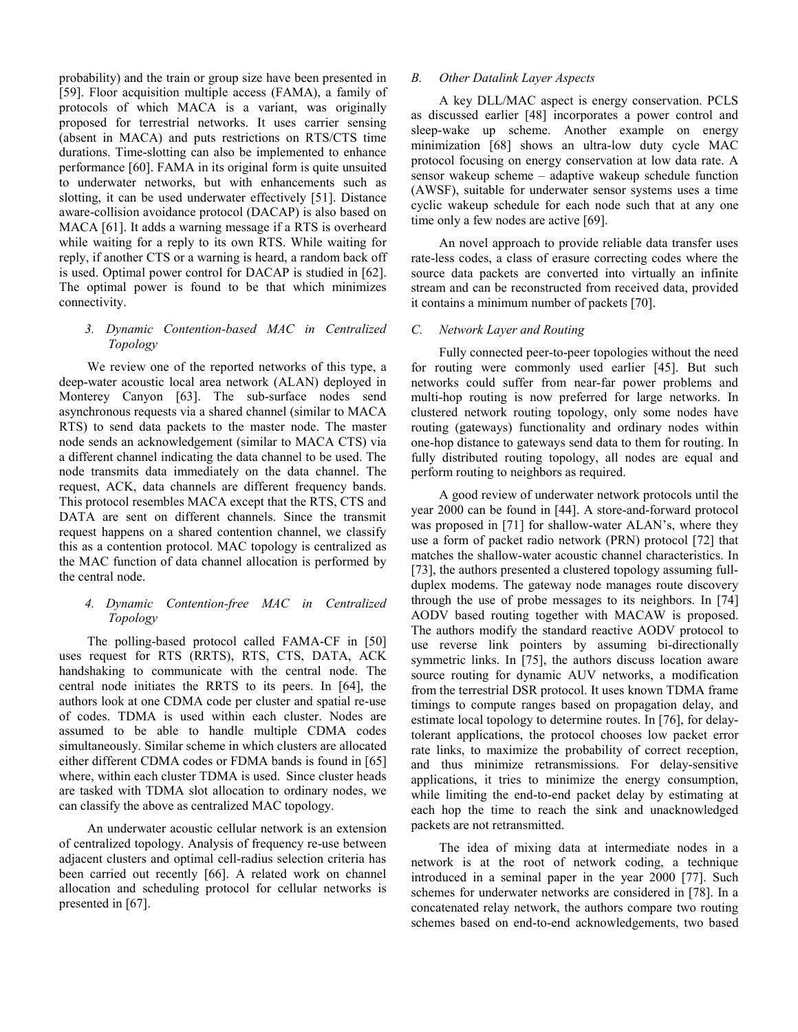probability) and the train or group size have been presented in [59]. Floor acquisition multiple access (FAMA), a family of protocols of which MACA is a variant, was originally proposed for terrestrial networks. It uses carrier sensing (absent in MACA) and puts restrictions on RTS/CTS time durations. Time-slotting can also be implemented to enhance performance [60]. FAMA in its original form is quite unsuited to underwater networks, but with enhancements such as slotting, it can be used underwater effectively [51]. Distance aware-collision avoidance protocol (DACAP) is also based on MACA [61]. It adds a warning message if a RTS is overheard while waiting for a reply to its own RTS. While waiting for reply, if another CTS or a warning is heard, a random back off is used. Optimal power control for DACAP is studied in [62]. The optimal power is found to be that which minimizes connectivity.

#### *3. Dynamic Contention-based MAC in Centralized Topology*

We review one of the reported networks of this type, a deep-water acoustic local area network (ALAN) deployed in Monterey Canyon [63]. The sub-surface nodes send asynchronous requests via a shared channel (similar to MACA RTS) to send data packets to the master node. The master node sends an acknowledgement (similar to MACA CTS) via a different channel indicating the data channel to be used. The node transmits data immediately on the data channel. The request, ACK, data channels are different frequency bands. This protocol resembles MACA except that the RTS, CTS and DATA are sent on different channels. Since the transmit request happens on a shared contention channel, we classify this as a contention protocol. MAC topology is centralized as the MAC function of data channel allocation is performed by the central node.

#### *4. Dynamic Contention-free MAC in Centralized Topology*

The polling-based protocol called FAMA-CF in [50] uses request for RTS (RRTS), RTS, CTS, DATA, ACK handshaking to communicate with the central node. The central node initiates the RRTS to its peers. In [64], the authors look at one CDMA code per cluster and spatial re-use of codes. TDMA is used within each cluster. Nodes are assumed to be able to handle multiple CDMA codes simultaneously. Similar scheme in which clusters are allocated either different CDMA codes or FDMA bands is found in [65] where, within each cluster TDMA is used. Since cluster heads are tasked with TDMA slot allocation to ordinary nodes, we can classify the above as centralized MAC topology.

An underwater acoustic cellular network is an extension of centralized topology. Analysis of frequency re-use between adjacent clusters and optimal cell-radius selection criteria has been carried out recently [66]. A related work on channel allocation and scheduling protocol for cellular networks is presented in [67].

### *B. Other Datalink Layer Aspects*

A key DLL/MAC aspect is energy conservation. PCLS as discussed earlier [48] incorporates a power control and sleep-wake up scheme. Another example on energy minimization [68] shows an ultra-low duty cycle MAC protocol focusing on energy conservation at low data rate. A sensor wakeup scheme – adaptive wakeup schedule function (AWSF), suitable for underwater sensor systems uses a time cyclic wakeup schedule for each node such that at any one time only a few nodes are active [69].

An novel approach to provide reliable data transfer uses rate-less codes, a class of erasure correcting codes where the source data packets are converted into virtually an infinite stream and can be reconstructed from received data, provided it contains a minimum number of packets [70].

### *C. Network Layer and Routing*

Fully connected peer-to-peer topologies without the need for routing were commonly used earlier [45]. But such networks could suffer from near-far power problems and multi-hop routing is now preferred for large networks. In clustered network routing topology, only some nodes have routing (gateways) functionality and ordinary nodes within one-hop distance to gateways send data to them for routing. In fully distributed routing topology, all nodes are equal and perform routing to neighbors as required.

A good review of underwater network protocols until the year 2000 can be found in [44]. A store-and-forward protocol was proposed in [71] for shallow-water ALAN's, where they use a form of packet radio network (PRN) protocol [72] that matches the shallow-water acoustic channel characteristics. In [73], the authors presented a clustered topology assuming full-duplex modems. The gateway node manages route discovery through the use of probe messages to its neighbors. In [74] AODV based routing together with MACAW is proposed. The authors modify the standard reactive AODV protocol to use reverse link pointers by assuming bi-directionally symmetric links. In [75], the authors discuss location aware source routing for dynamic AUV networks, a modification from the terrestrial DSR protocol. It uses known TDMA frame timings to compute ranges based on propagation delay, and estimate local topology to determine routes. In [76], for delay-tolerant applications, the protocol chooses low packet error rate links, to maximize the probability of correct reception, and thus minimize retransmissions. For delay-sensitive applications, it tries to minimize the energy consumption, while limiting the end-to-end packet delay by estimating at each hop the time to reach the sink and unacknowledged packets are not retransmitted.

The idea of mixing data at intermediate nodes in a network is at the root of network coding, a technique introduced in a seminal paper in the year 2000 [77]. Such schemes for underwater networks are considered in [78]. In a concatenated relay network, the authors compare two routing schemes based on end-to-end acknowledgements, two based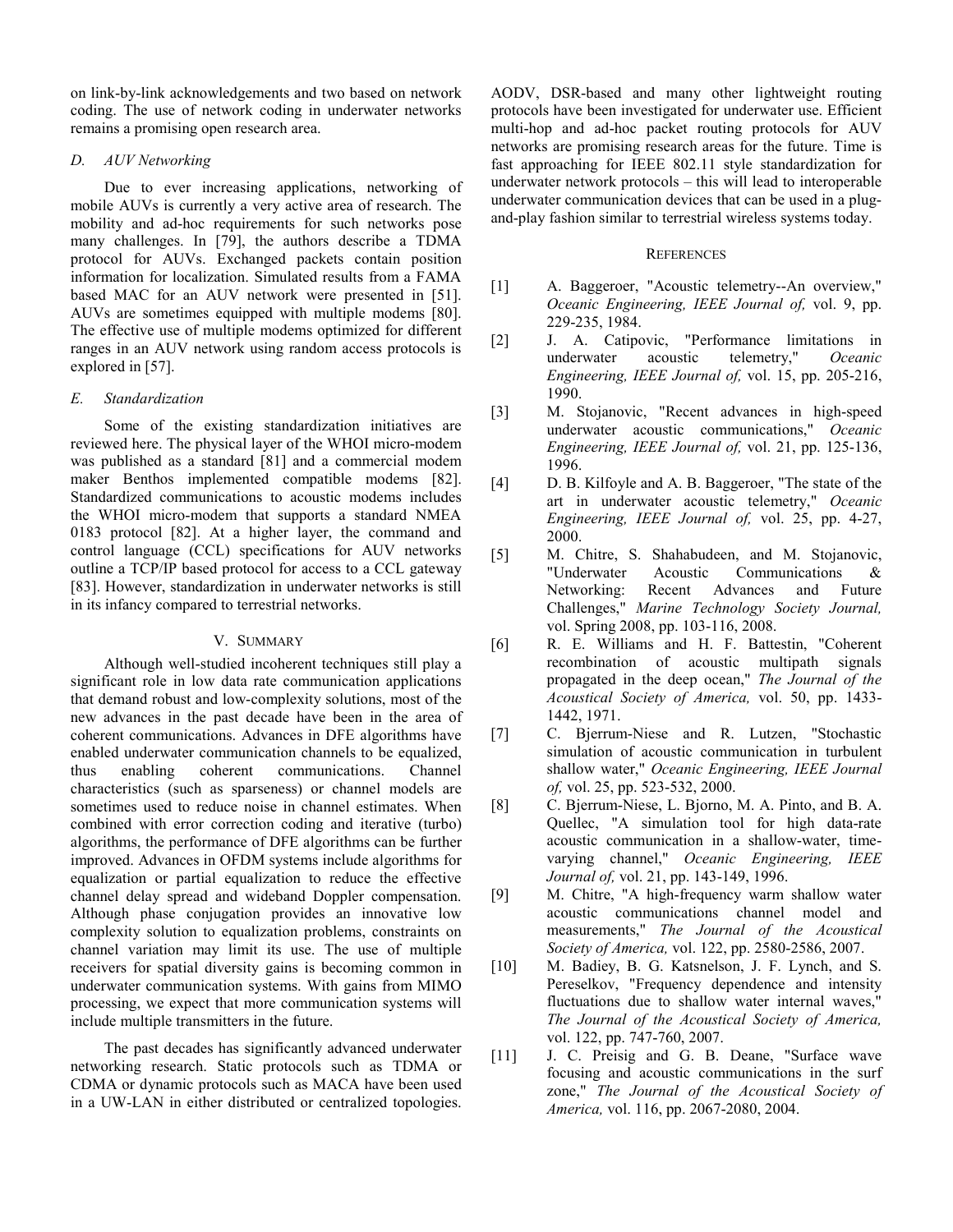on link-by-link acknowledgements and two based on network coding. The use of network coding in underwater networks remains a promising open research area.

### D. AUV Networking

Due to ever increasing applications, networking of mobile AUVs is currently a very active area of research. The mobility and ad-hoc requirements for such networks pose many challenges. In [79], the authors describe a TDMA protocol for AUVs. Exchanged packets contain position information for localization. Simulated results from a FAMA based MAC for an AUV network were presented in [51]. AUVs are sometimes equipped with multiple modems [80]. The effective use of multiple modems optimized for different ranges in an AUV network using random access protocols is explored in [57].

### E. Standardization

Some of the existing standardization initiatives are reviewed here. The physical layer of the WHOI micro-modem was published as a standard [81] and a commercial modem maker Benthos implemented compatible modems [82]. Standardized communications to acoustic modems includes the WHOI micro-modem that supports a standard NMEA 0183 protocol [82]. At a higher layer, the command and control language (CCL) specifications for AUV networks outline a TCP/IP based protocol for access to a CCL gateway [83]. However, standardization in underwater networks is still in its infancy compared to terrestrial networks.

## V. Summary

Although well-studied incoherent techniques still play a significant role in low data rate communication applications that demand robust and low-complexity solutions, most of the new advances in the past decade have been in the area of coherent communications. Advances in DFE algorithms have enabled underwater communication channels to be equalized, thus enabling coherent communications. Channel characteristics (such as sparseness) or channel models are sometimes used to reduce noise in channel estimates. When combined with error correction coding and iterative (turbo) algorithms, the performance of DFE algorithms can be further improved. Advances in OFDM systems include algorithms for equalization or partial equalization to reduce the effective channel delay spread and wideband Doppler compensation. Although phase conjugation provides an innovative low complexity solution to equalization problems, constraints on channel variation may limit its use. The use of multiple receivers for spatial diversity gains is becoming common in underwater communication systems. With gains from MIMO processing, we expect that more communication systems will include multiple transmitters in the future.

The past decades has significantly advanced underwater networking research. Static protocols such as TDMA or CDMA or dynamic protocols such as MACA have been used in a UW-LAN in either distributed or centralized topologies. AODV, DSR-based and many other lightweight routing protocols have been investigated for underwater use. Efficient multi-hop and ad-hoc packet routing protocols for AUV networks are promising research areas for the future. Time is fast approaching for IEEE 802.11 style standardization for underwater network protocols – this will lead to interoperable underwater communication devices that can be used in a plug-and-play fashion similar to terrestrial wireless systems today.

## References

[1] A. Baggeroer, "Acoustic telemetry--An overview," *Oceanic Engineering, IEEE Journal of,* vol. 9, pp. 229-235, 1984.

[2] J. A. Catipovic, "Performance limitations in underwater acoustic telemetry," *Oceanic Engineering, IEEE Journal of,* vol. 15, pp. 205-216, 1990.

[3] M. Stojanovic, "Recent advances in high-speed underwater acoustic communications," *Oceanic Engineering, IEEE Journal of,* vol. 21, pp. 125-136, 1996.

[4] D. B. Kilfoyle and A. B. Baggeroer, "The state of the art in underwater acoustic telemetry," *Oceanic Engineering, IEEE Journal of,* vol. 25, pp. 4-27, 2000.

[5] M. Chitre, S. Shahabudeen, and M. Stojanovic, "Underwater Acoustic Communications & Networking: Recent Advances and Future Challenges," *Marine Technology Society Journal,* vol. Spring 2008, pp. 103-116, 2008.

[6] R. E. Williams and H. F. Battestin, "Coherent recombination of acoustic multipath signals propagated in the deep ocean," *The Journal of the Acoustical Society of America,* vol. 50, pp. 1433-1442, 1971.

[7] C. Bjerrum-Niese and R. Lutzen, "Stochastic simulation of acoustic communication in turbulent shallow water," *Oceanic Engineering, IEEE Journal of,* vol. 25, pp. 523-532, 2000.

[8] C. Bjerrum-Niese, L. Bjorno, M. A. Pinto, and B. A. Quellec, "A simulation tool for high data-rate acoustic communication in a shallow-water, time-varying channel," *Oceanic Engineering, IEEE Journal of,* vol. 21, pp. 143-149, 1996.

[9] M. Chitre, "A high-frequency warm shallow water acoustic communications channel model and measurements," *The Journal of the Acoustical Society of America,* vol. 122, pp. 2580-2586, 2007.

[10] M. Badiey, B. G. Katsnelson, J. F. Lynch, and S. Pereselkov, "Frequency dependence and intensity fluctuations due to shallow water internal waves," *The Journal of the Acoustical Society of America,* vol. 122, pp. 747-760, 2007.

[11] J. C. Preisig and G. B. Deane, "Surface wave focusing and acoustic communications in the surf zone," *The Journal of the Acoustical Society of America,* vol. 116, pp. 2067-2080, 2004.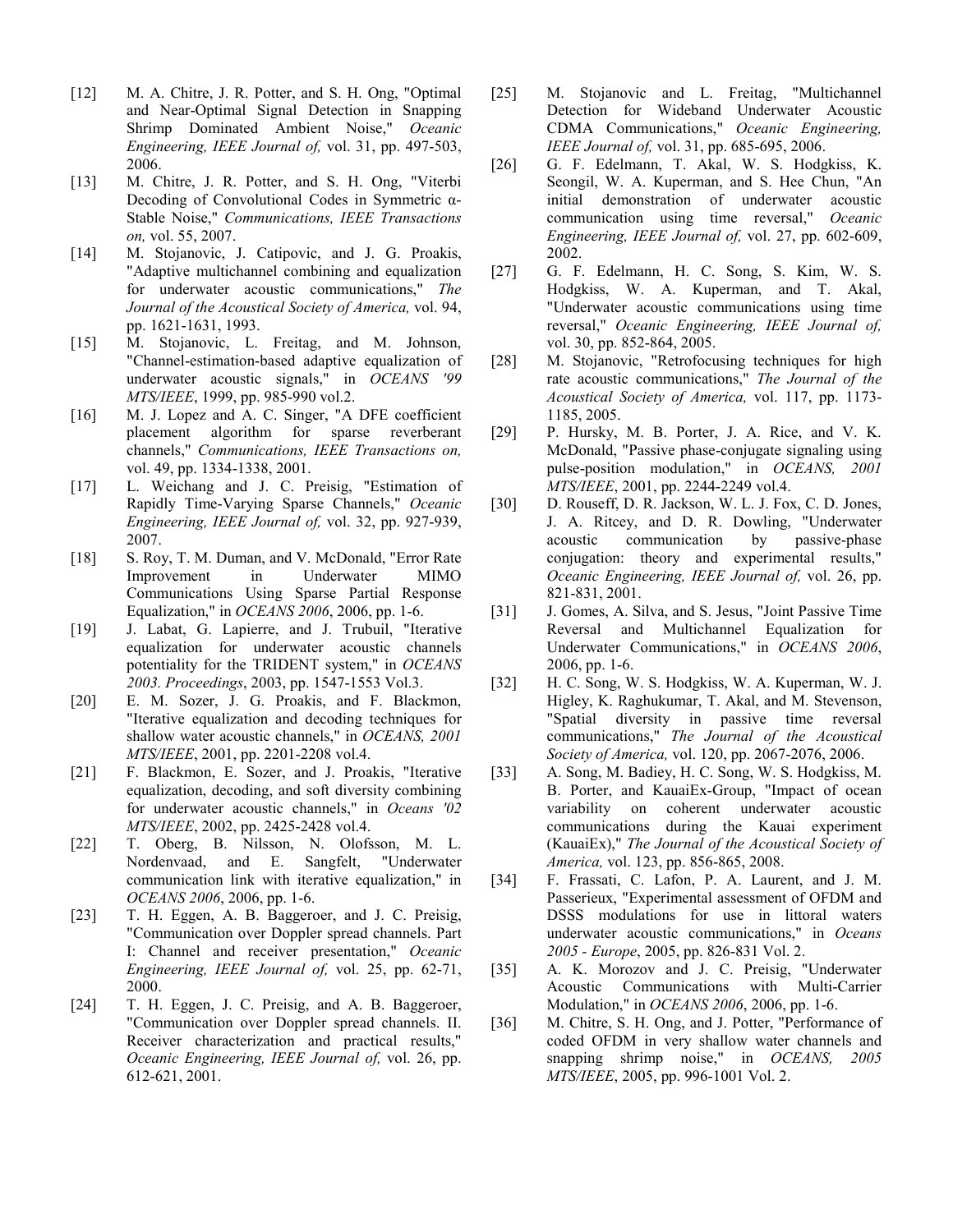[12] M. A. Chitre, J. R. Potter, and S. H. Ong, "Optimal and Near-Optimal Signal Detection in Snapping Shrimp Dominated Ambient Noise," *Oceanic Engineering, IEEE Journal of,* vol. 31, pp. 497-503, 2006.

[13] M. Chitre, J. R. Potter, and S. H. Ong, "Viterbi Decoding of Convolutional Codes in Symmetric α-Stable Noise," *Communications, IEEE Transactions on,* vol. 55, 2007.

[14] M. Stojanovic, J. Catipovic, and J. G. Proakis, "Adaptive multichannel combining and equalization for underwater acoustic communications," *The Journal of the Acoustical Society of America,* vol. 94, pp. 1621-1631, 1993.

[15] M. Stojanovic, L. Freitag, and M. Johnson, "Channel-estimation-based adaptive equalization of underwater acoustic signals," in *OCEANS '99 MTS/IEEE*, 1999, pp. 985-990 vol.2.

[16] M. J. Lopez and A. C. Singer, "A DFE coefficient placement algorithm for sparse reverberant channels," *Communications, IEEE Transactions on,* vol. 49, pp. 1334-1338, 2001.

[17] L. Weichang and J. C. Preisig, "Estimation of Rapidly Time-Varying Sparse Channels," *Oceanic Engineering, IEEE Journal of,* vol. 32, pp. 927-939, 2007.

[18] S. Roy, T. M. Duman, and V. McDonald, "Error Rate Improvement in Underwater MIMO Communications Using Sparse Partial Response Equalization," in *OCEANS 2006*, 2006, pp. 1-6.

[19] J. Labat, G. Lapierre, and J. Trubuil, "Iterative equalization for underwater acoustic channels potentiality for the TRIDENT system," in *OCEANS 2003. Proceedings*, 2003, pp. 1547-1553 Vol.3.

[20] E. M. Sozer, J. G. Proakis, and F. Blackmon, "Iterative equalization and decoding techniques for shallow water acoustic channels," in *OCEANS, 2001 MTS/IEEE*, 2001, pp. 2201-2208 vol.4.

[21] F. Blackmon, E. Sozer, and J. Proakis, "Iterative equalization, decoding, and soft diversity combining for underwater acoustic channels," in *Oceans '02 MTS/IEEE*, 2002, pp. 2425-2428 vol.4.

[22] T. Oberg, B. Nilsson, N. Olofsson, M. L. Nordenvaad, and E. Sangfelt, "Underwater communication link with iterative equalization," in *OCEANS 2006*, 2006, pp. 1-6.

[23] T. H. Eggen, A. B. Baggeroer, and J. C. Preisig, "Communication over Doppler spread channels. Part I: Channel and receiver presentation," *Oceanic Engineering, IEEE Journal of,* vol. 25, pp. 62-71, 2000.

[24] T. H. Eggen, J. C. Preisig, and A. B. Baggeroer, "Communication over Doppler spread channels. II. Receiver characterization and practical results," *Oceanic Engineering, IEEE Journal of,* vol. 26, pp. 612-621, 2001.

[25] M. Stojanovic and L. Freitag, "Multichannel Detection for Wideband Underwater Acoustic CDMA Communications," *Oceanic Engineering, IEEE Journal of,* vol. 31, pp. 685-695, 2006.

[26] G. F. Edelmann, T. Akal, W. S. Hodgkiss, K. Seongil, W. A. Kuperman, and S. Hee Chun, "An initial demonstration of underwater acoustic communication using time reversal," *Oceanic Engineering, IEEE Journal of,* vol. 27, pp. 602-609, 2002.

[27] G. F. Edelmann, H. C. Song, S. Kim, W. S. Hodgkiss, W. A. Kuperman, and T. Akal, "Underwater acoustic communications using time reversal," *Oceanic Engineering, IEEE Journal of,* vol. 30, pp. 852-864, 2005.

[28] M. Stojanovic, "Retrofocusing techniques for high rate acoustic communications," *The Journal of the Acoustical Society of America,* vol. 117, pp. 1173-1185, 2005.

[29] P. Hursky, M. B. Porter, J. A. Rice, and V. K. McDonald, "Passive phase-conjugate signaling using pulse-position modulation," in *OCEANS, 2001 MTS/IEEE*, 2001, pp. 2244-2249 vol.4.

[30] D. Rouseff, D. R. Jackson, W. L. J. Fox, C. D. Jones, J. A. Ritcey, and D. R. Dowling, "Underwater acoustic communication by passive-phase conjugation: theory and experimental results," *Oceanic Engineering, IEEE Journal of,* vol. 26, pp. 821-831, 2001.

[31] J. Gomes, A. Silva, and S. Jesus, "Joint Passive Time Reversal and Multichannel Equalization for Underwater Communications," in *OCEANS 2006*, 2006, pp. 1-6.

[32] H. C. Song, W. S. Hodgkiss, W. A. Kuperman, W. J. Higley, K. Raghukumar, T. Akal, and M. Stevenson, "Spatial diversity in passive time reversal communications," *The Journal of the Acoustical Society of America,* vol. 120, pp. 2067-2076, 2006.

[33] A. Song, M. Badiey, H. C. Song, W. S. Hodgkiss, M. B. Porter, and KauaiEx-Group, "Impact of ocean variability on coherent underwater acoustic communications during the Kauai experiment (KauaiEx)," *The Journal of the Acoustical Society of America,* vol. 123, pp. 856-865, 2008.

[34] F. Frassati, C. Lafon, P. A. Laurent, and J. M. Passerieux, "Experimental assessment of OFDM and DSSS modulations for use in littoral waters underwater acoustic communications," in *Oceans 2005 - Europe*, 2005, pp. 826-831 Vol. 2.

[35] A. K. Morozov and J. C. Preisig, "Underwater Acoustic Communications with Multi-Carrier Modulation," in *OCEANS 2006*, 2006, pp. 1-6.

[36] M. Chitre, S. H. Ong, and J. Potter, "Performance of coded OFDM in very shallow water channels and snapping shrimp noise," in *OCEANS, 2005 MTS/IEEE*, 2005, pp. 996-1001 Vol. 2.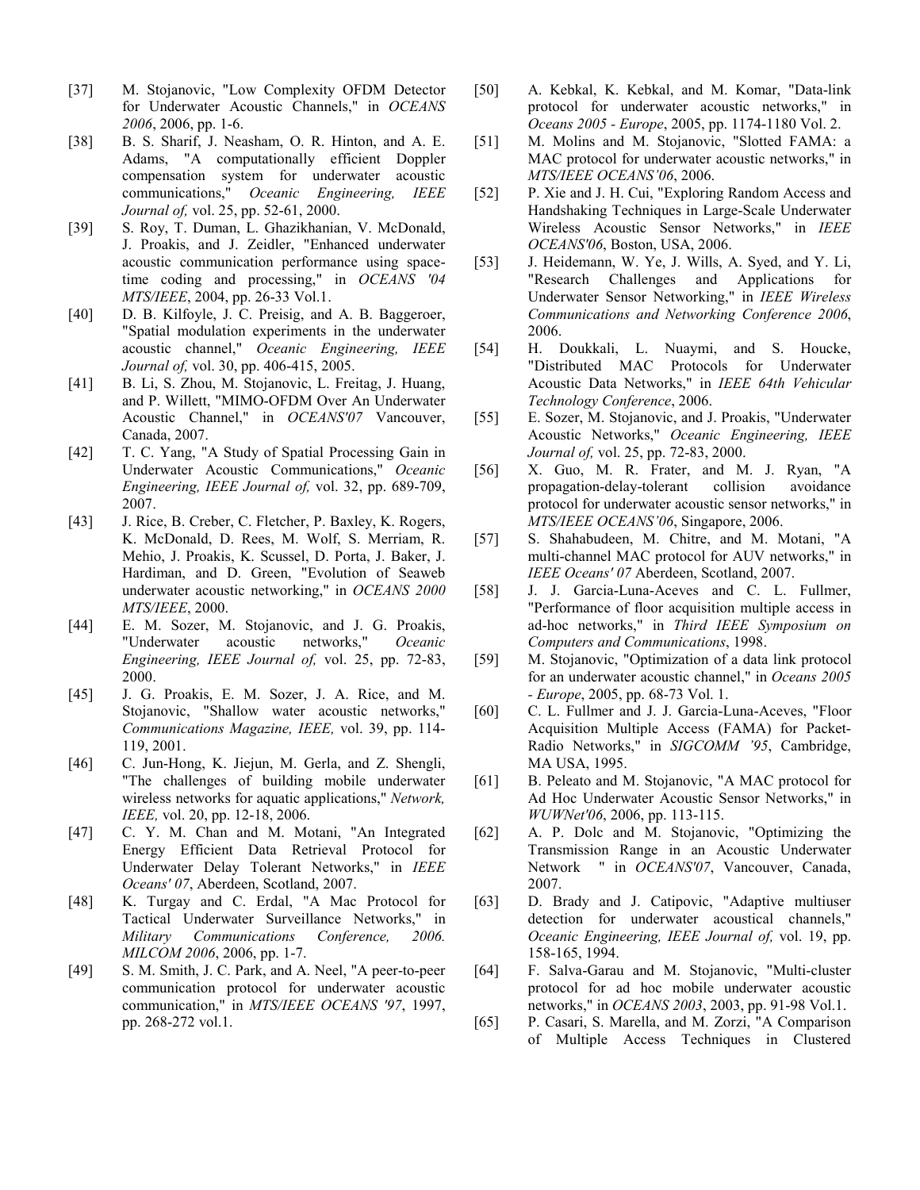[37] M. Stojanovic, "Low Complexity OFDM Detector for Underwater Acoustic Channels," in *OCEANS 2006*, 2006, pp. 1-6.

[38] B. S. Sharif, J. Neasham, O. R. Hinton, and A. E. Adams, "A computationally efficient Doppler compensation system for underwater acoustic communications," *Oceanic Engineering, IEEE Journal of,* vol. 25, pp. 52-61, 2000.

[39] S. Roy, T. Duman, L. Ghazikhanian, V. McDonald, J. Proakis, and J. Zeidler, "Enhanced underwater acoustic communication performance using space-time coding and processing," in *OCEANS '04 MTS/IEEE*, 2004, pp. 26-33 Vol.1.

[40] D. B. Kilfoyle, J. C. Preisig, and A. B. Baggeroer, "Spatial modulation experiments in the underwater acoustic channel," *Oceanic Engineering, IEEE Journal of,* vol. 30, pp. 406-415, 2005.

[41] B. Li, S. Zhou, M. Stojanovic, L. Freitag, J. Huang, and P. Willett, "MIMO-OFDM Over An Underwater Acoustic Channel," in *OCEANS'07* Vancouver, Canada, 2007.

[42] T. C. Yang, "A Study of Spatial Processing Gain in Underwater Acoustic Communications," *Oceanic Engineering, IEEE Journal of,* vol. 32, pp. 689-709, 2007.

[43] J. Rice, B. Creber, C. Fletcher, P. Baxley, K. Rogers, K. McDonald, D. Rees, M. Wolf, S. Merriam, R. Mehio, J. Proakis, K. Scussel, D. Porta, J. Baker, J. Hardiman, and D. Green, "Evolution of Seaweb underwater acoustic networking," in *OCEANS 2000 MTS/IEEE*, 2000.

[44] E. M. Sozer, M. Stojanovic, and J. G. Proakis, "Underwater acoustic networks," *Oceanic Engineering, IEEE Journal of,* vol. 25, pp. 72-83, 2000.

[45] J. G. Proakis, E. M. Sozer, J. A. Rice, and M. Stojanovic, "Shallow water acoustic networks," *Communications Magazine, IEEE,* vol. 39, pp. 114-119, 2001.

[46] C. Jun-Hong, K. Jiejun, M. Gerla, and Z. Shengli, "The challenges of building mobile underwater wireless networks for aquatic applications," *Network, IEEE,* vol. 20, pp. 12-18, 2006.

[47] C. Y. M. Chan and M. Motani, "An Integrated Energy Efficient Data Retrieval Protocol for Underwater Delay Tolerant Networks," in *IEEE Oceans' 07*, Aberdeen, Scotland, 2007.

[48] K. Turgay and C. Erdal, "A Mac Protocol for Tactical Underwater Surveillance Networks," in *Military Communications Conference, 2006. MILCOM 2006*, 2006, pp. 1-7.

[49] S. M. Smith, J. C. Park, and A. Neel, "A peer-to-peer communication protocol for underwater acoustic communication," in *MTS/IEEE OCEANS '97*, 1997, pp. 268-272 vol.1.

[50] A. Kebkal, K. Kebkal, and M. Komar, "Data-link protocol for underwater acoustic networks," in *Oceans 2005 - Europe*, 2005, pp. 1174-1180 Vol. 2.

[51] M. Molins and M. Stojanovic, "Slotted FAMA: a MAC protocol for underwater acoustic networks," in *MTS/IEEE OCEANS'06*, 2006.

[52] P. Xie and J. H. Cui, "Exploring Random Access and Handshaking Techniques in Large-Scale Underwater Wireless Acoustic Sensor Networks," in *IEEE OCEANS'06*, Boston, USA, 2006.

[53] J. Heidemann, W. Ye, J. Wills, A. Syed, and Y. Li, "Research Challenges and Applications for Underwater Sensor Networking," in *IEEE Wireless Communications and Networking Conference 2006*, 2006.

[54] H. Doukkali, L. Nuaymi, and S. Houcke, "Distributed MAC Protocols for Underwater Acoustic Data Networks," in *IEEE 64th Vehicular Technology Conference*, 2006.

[55] E. Sozer, M. Stojanovic, and J. Proakis, "Underwater Acoustic Networks," *Oceanic Engineering, IEEE Journal of,* vol. 25, pp. 72-83, 2000.

[56] X. Guo, M. R. Frater, and M. J. Ryan, "A propagation-delay-tolerant collision avoidance protocol for underwater acoustic sensor networks," in *MTS/IEEE OCEANS'06*, Singapore, 2006.

[57] S. Shahabudeen, M. Chitre, and M. Motani, "A multi-channel MAC protocol for AUV networks," in *IEEE Oceans' 07* Aberdeen, Scotland, 2007.

[58] J. J. Garcia-Luna-Aceves and C. L. Fullmer, "Performance of floor acquisition multiple access in ad-hoc networks," in *Third IEEE Symposium on Computers and Communications*, 1998.

[59] M. Stojanovic, "Optimization of a data link protocol for an underwater acoustic channel," in *Oceans 2005 - Europe*, 2005, pp. 68-73 Vol. 1.

[60] C. L. Fullmer and J. J. Garcia-Luna-Aceves, "Floor Acquisition Multiple Access (FAMA) for Packet-Radio Networks," in *SIGCOMM '95*, Cambridge, MA USA, 1995.

[61] B. Peleato and M. Stojanovic, "A MAC protocol for Ad Hoc Underwater Acoustic Sensor Networks," in *WUWNet'06*, 2006, pp. 113-115.

[62] A. P. Dolc and M. Stojanovic, "Optimizing the Transmission Range in an Acoustic Underwater Network " in *OCEANS'07*, Vancouver, Canada, 2007.

[63] D. Brady and J. Catipovic, "Adaptive multiuser detection for underwater acoustical channels," *Oceanic Engineering, IEEE Journal of,* vol. 19, pp. 158-165, 1994.

[64] F. Salva-Garau and M. Stojanovic, "Multi-cluster protocol for ad hoc mobile underwater acoustic networks," in *OCEANS 2003*, 2003, pp. 91-98 Vol.1.

[65] P. Casari, S. Marella, and M. Zorzi, "A Comparison of Multiple Access Techniques in Clustered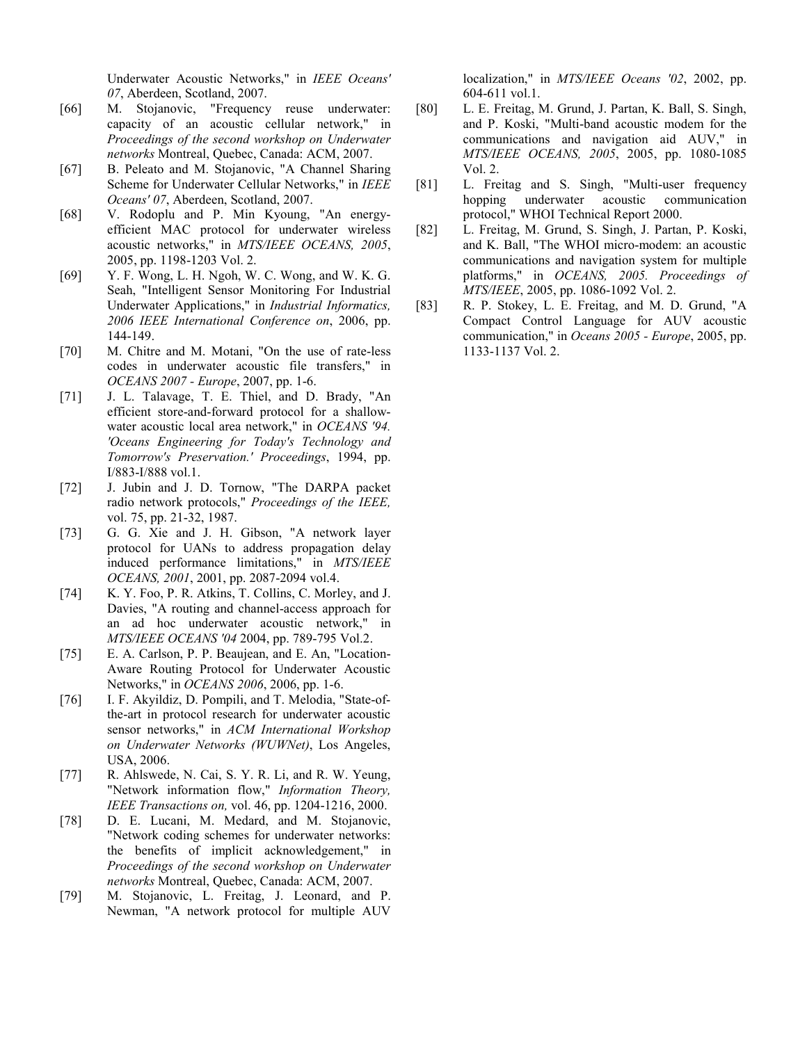Underwater Acoustic Networks," in *IEEE Oceans' 07*, Aberdeen, Scotland, 2007.

[66] M. Stojanovic, "Frequency reuse underwater: capacity of an acoustic cellular network," in *Proceedings of the second workshop on Underwater networks* Montreal, Quebec, Canada: ACM, 2007.

[67] B. Peleato and M. Stojanovic, "A Channel Sharing Scheme for Underwater Cellular Networks," in *IEEE Oceans' 07*, Aberdeen, Scotland, 2007.

[68] V. Rodoplu and P. Min Kyoung, "An energy-efficient MAC protocol for underwater wireless acoustic networks," in *MTS/IEEE OCEANS, 2005*, 2005, pp. 1198-1203 Vol. 2.

[69] Y. F. Wong, L. H. Ngoh, W. C. Wong, and W. K. G. Seah, "Intelligent Sensor Monitoring For Industrial Underwater Applications," in *Industrial Informatics, 2006 IEEE International Conference on*, 2006, pp. 144-149.

[70] M. Chitre and M. Motani, "On the use of rate-less codes in underwater acoustic file transfers," in *OCEANS 2007 - Europe*, 2007, pp. 1-6.

[71] J. L. Talavage, T. E. Thiel, and D. Brady, "An efficient store-and-forward protocol for a shallow-water acoustic local area network," in *OCEANS '94. 'Oceans Engineering for Today's Technology and Tomorrow's Preservation.' Proceedings*, 1994, pp. I/883-I/888 vol.1.

[72] J. Jubin and J. D. Tornow, "The DARPA packet radio network protocols," *Proceedings of the IEEE,* vol. 75, pp. 21-32, 1987.

[73] G. G. Xie and J. H. Gibson, "A network layer protocol for UANs to address propagation delay induced performance limitations," in *MTS/IEEE OCEANS, 2001*, 2001, pp. 2087-2094 vol.4.

[74] K. Y. Foo, P. R. Atkins, T. Collins, C. Morley, and J. Davies, "A routing and channel-access approach for an ad hoc underwater acoustic network," in *MTS/IEEE OCEANS '04* 2004, pp. 789-795 Vol.2.

[75] E. A. Carlson, P. P. Beaujean, and E. An, "Location-Aware Routing Protocol for Underwater Acoustic Networks," in *OCEANS 2006*, 2006, pp. 1-6.

[76] I. F. Akyildiz, D. Pompili, and T. Melodia, "State-of-the-art in protocol research for underwater acoustic sensor networks," in *ACM International Workshop on Underwater Networks (WUWNet)*, Los Angeles, USA, 2006.

[77] R. Ahlswede, N. Cai, S. Y. R. Li, and R. W. Yeung, "Network information flow," *Information Theory, IEEE Transactions on,* vol. 46, pp. 1204-1216, 2000.

[78] D. E. Lucani, M. Medard, and M. Stojanovic, "Network coding schemes for underwater networks: the benefits of implicit acknowledgement," in *Proceedings of the second workshop on Underwater networks* Montreal, Quebec, Canada: ACM, 2007.

[79] M. Stojanovic, L. Freitag, J. Leonard, and P. Newman, "A network protocol for multiple AUV localization," in *MTS/IEEE Oceans '02*, 2002, pp. 604-611 vol.1.

[80] L. E. Freitag, M. Grund, J. Partan, K. Ball, S. Singh, and P. Koski, "Multi-band acoustic modem for the communications and navigation aid AUV," in *MTS/IEEE OCEANS, 2005*, 2005, pp. 1080-1085 Vol. 2.

[81] L. Freitag and S. Singh, "Multi-user frequency hopping underwater acoustic communication protocol," WHOI Technical Report 2000.

[82] L. Freitag, M. Grund, S. Singh, J. Partan, P. Koski, and K. Ball, "The WHOI micro-modem: an acoustic communications and navigation system for multiple platforms," in *OCEANS, 2005. Proceedings of MTS/IEEE*, 2005, pp. 1086-1092 Vol. 2.

[83] R. P. Stokey, L. E. Freitag, and M. D. Grund, "A Compact Control Language for AUV acoustic communication," in *Oceans 2005 - Europe*, 2005, pp. 1133-1137 Vol. 2.